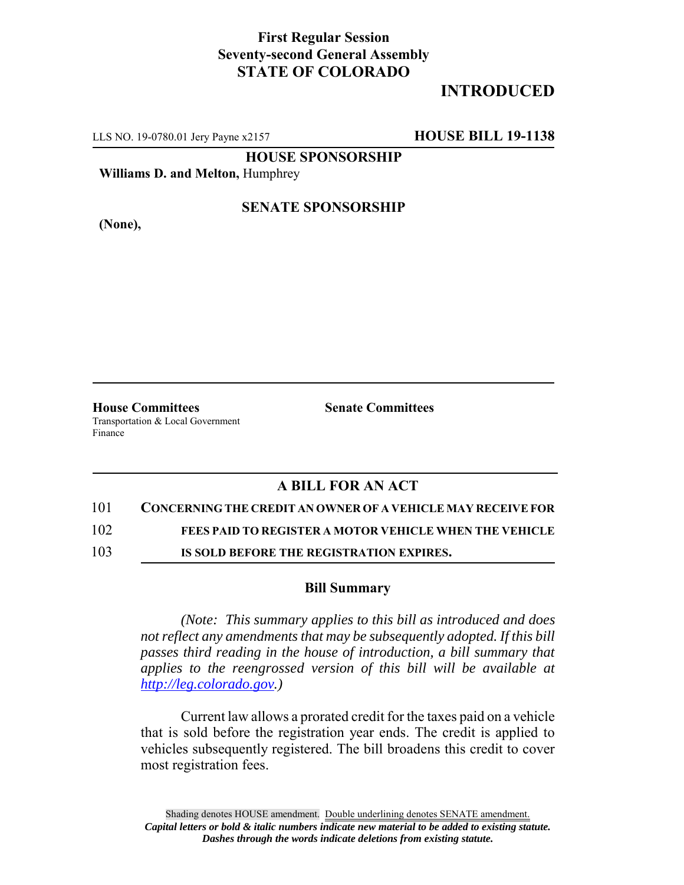**First Regular Session**
**Seventy-second General Assembly**
**STATE OF COLORADO**

**INTRODUCED**

LLS NO. 19-0780.01 Jery Payne x2157 **HOUSE BILL 19-1138**

**HOUSE SPONSORSHIP**

**Williams D. and Melton,** Humphrey

**SENATE SPONSORSHIP**

**(None),**

**House Committees**
Transportation & Local Government
Finance

**Senate Committees**

## A BILL FOR AN ACT

101 **CONCERNING THE CREDIT AN OWNER OF A VEHICLE MAY RECEIVE FOR**
102 **FEES PAID TO REGISTER A MOTOR VEHICLE WHEN THE VEHICLE**
103 **IS SOLD BEFORE THE REGISTRATION EXPIRES.**

### Bill Summary

*(Note: This summary applies to this bill as introduced and does not reflect any amendments that may be subsequently adopted. If this bill passes third reading in the house of introduction, a bill summary that applies to the reengrossed version of this bill will be available at http://leg.colorado.gov.)*

Current law allows a prorated credit for the taxes paid on a vehicle that is sold before the registration year ends. The credit is applied to vehicles subsequently registered. The bill broadens this credit to cover most registration fees.

Shading denotes HOUSE amendment. Double underlining denotes SENATE amendment.
***Capital letters or bold & italic numbers indicate new material to be added to existing statute.***
***Dashes through the words indicate deletions from existing statute.***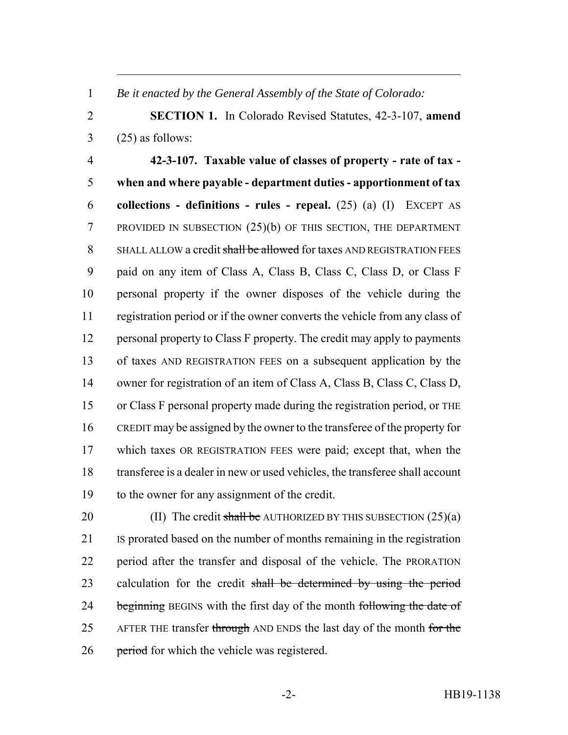*Be it enacted by the General Assembly of the State of Colorado:*

**SECTION 1.** In Colorado Revised Statutes, 42-3-107, **amend** (25) as follows:

**42-3-107. Taxable value of classes of property - rate of tax - when and where payable - department duties - apportionment of tax collections - definitions - rules - repeal.** (25) (a) (I) EXCEPT AS PROVIDED IN SUBSECTION (25)(b) OF THIS SECTION, THE DEPARTMENT SHALL ALLOW a credit ~~shall be allowed~~ for taxes AND REGISTRATION FEES paid on any item of Class A, Class B, Class C, Class D, or Class F personal property if the owner disposes of the vehicle during the registration period or if the owner converts the vehicle from any class of personal property to Class F property. The credit may apply to payments of taxes AND REGISTRATION FEES on a subsequent application by the owner for registration of an item of Class A, Class B, Class C, Class D, or Class F personal property made during the registration period, or THE CREDIT may be assigned by the owner to the transferee of the property for which taxes OR REGISTRATION FEES were paid; except that, when the transferee is a dealer in new or used vehicles, the transferee shall account to the owner for any assignment of the credit.

(II) The credit ~~shall be~~ AUTHORIZED BY THIS SUBSECTION (25)(a) IS prorated based on the number of months remaining in the registration period after the transfer and disposal of the vehicle. The PRORATION calculation for the credit ~~shall be determined by using the period beginning~~ BEGINS with the first day of the month ~~following the date of~~ AFTER THE transfer ~~through~~ AND ENDS the last day of the month ~~for the period~~ for which the vehicle was registered.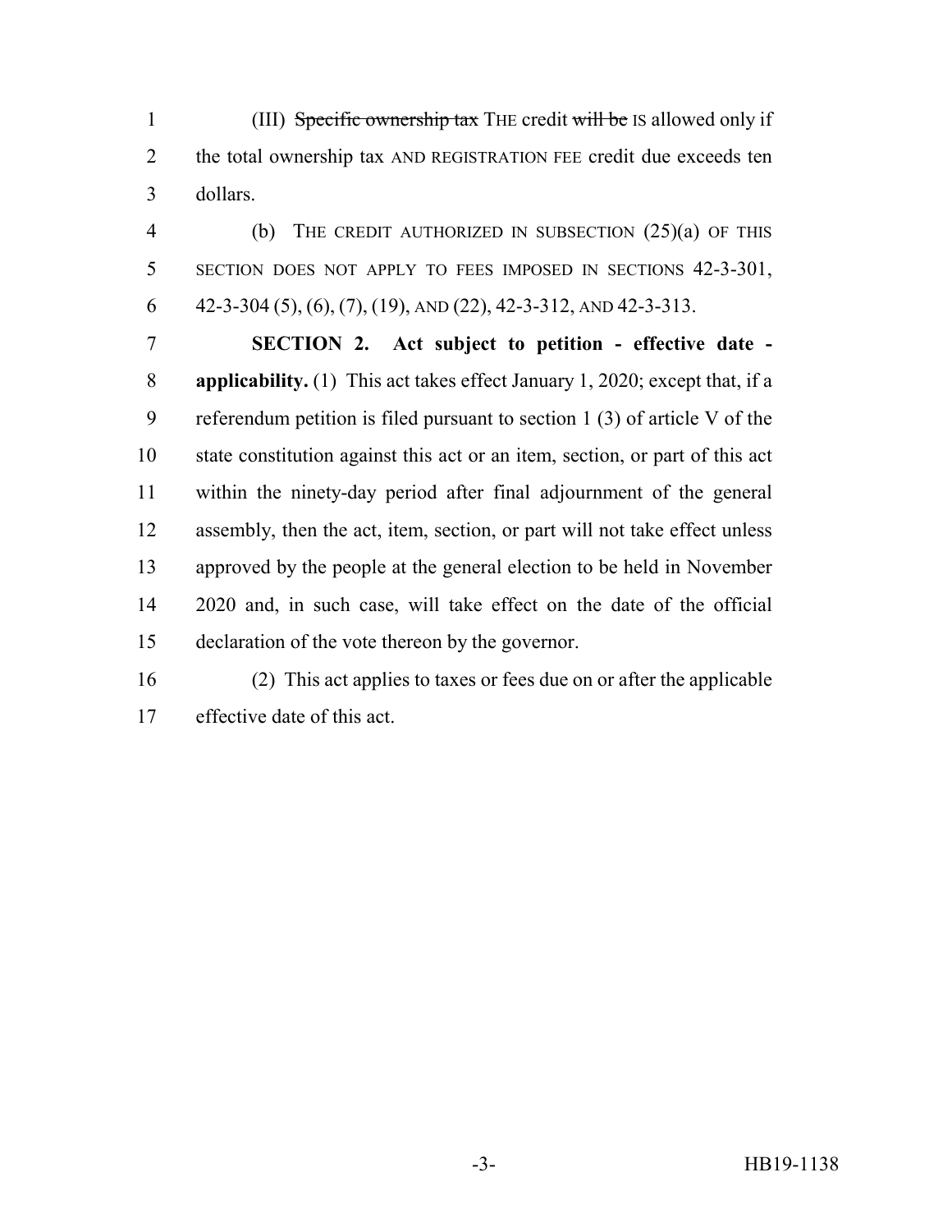(III) ~~Specific ownership tax~~ THE credit ~~will be~~ IS allowed only if the total ownership tax AND REGISTRATION FEE credit due exceeds ten dollars.

(b) THE CREDIT AUTHORIZED IN SUBSECTION (25)(a) OF THIS SECTION DOES NOT APPLY TO FEES IMPOSED IN SECTIONS 42-3-301, 42-3-304 (5), (6), (7), (19), AND (22), 42-3-312, AND 42-3-313.

**SECTION 2. Act subject to petition - effective date - applicability.** (1) This act takes effect January 1, 2020; except that, if a referendum petition is filed pursuant to section 1 (3) of article V of the state constitution against this act or an item, section, or part of this act within the ninety-day period after final adjournment of the general assembly, then the act, item, section, or part will not take effect unless approved by the people at the general election to be held in November 2020 and, in such case, will take effect on the date of the official declaration of the vote thereon by the governor.

(2) This act applies to taxes or fees due on or after the applicable effective date of this act.